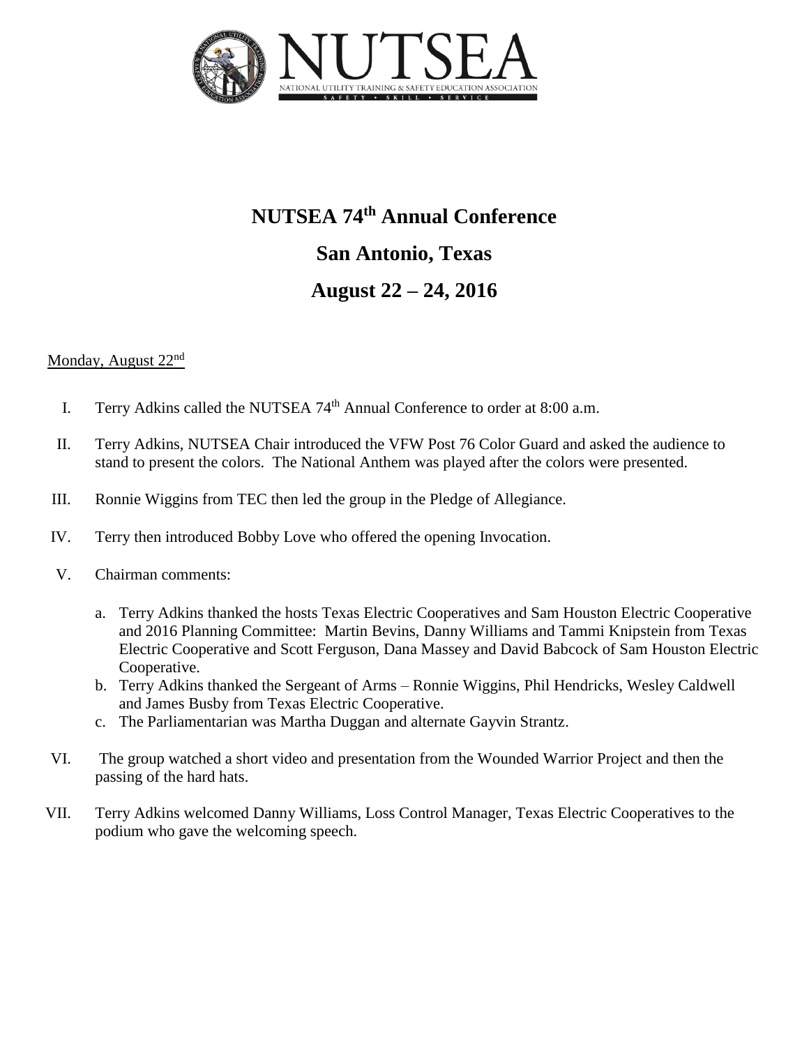NUTSEA
NATIONAL UTILITY TRAINING & SAFETY EDUCATION ASSOCIATION
SAFETY • SKILL • SERVICE

# NUTSEA 74th Annual Conference

# San Antonio, Texas

# August 22 – 24, 2016

<u>Monday, August 22nd</u>

I. Terry Adkins called the NUTSEA 74th Annual Conference to order at 8:00 a.m.

II. Terry Adkins, NUTSEA Chair introduced the VFW Post 76 Color Guard and asked the audience to stand to present the colors. The National Anthem was played after the colors were presented.

III. Ronnie Wiggins from TEC then led the group in the Pledge of Allegiance.

IV. Terry then introduced Bobby Love who offered the opening Invocation.

V. Chairman comments:

   a. Terry Adkins thanked the hosts Texas Electric Cooperatives and Sam Houston Electric Cooperative and 2016 Planning Committee: Martin Bevins, Danny Williams and Tammi Knipstein from Texas Electric Cooperative and Scott Ferguson, Dana Massey and David Babcock of Sam Houston Electric Cooperative.
   b. Terry Adkins thanked the Sergeant of Arms – Ronnie Wiggins, Phil Hendricks, Wesley Caldwell and James Busby from Texas Electric Cooperative.
   c. The Parliamentarian was Martha Duggan and alternate Gayvin Strantz.

VI. The group watched a short video and presentation from the Wounded Warrior Project and then the passing of the hard hats.

VII. Terry Adkins welcomed Danny Williams, Loss Control Manager, Texas Electric Cooperatives to the podium who gave the welcoming speech.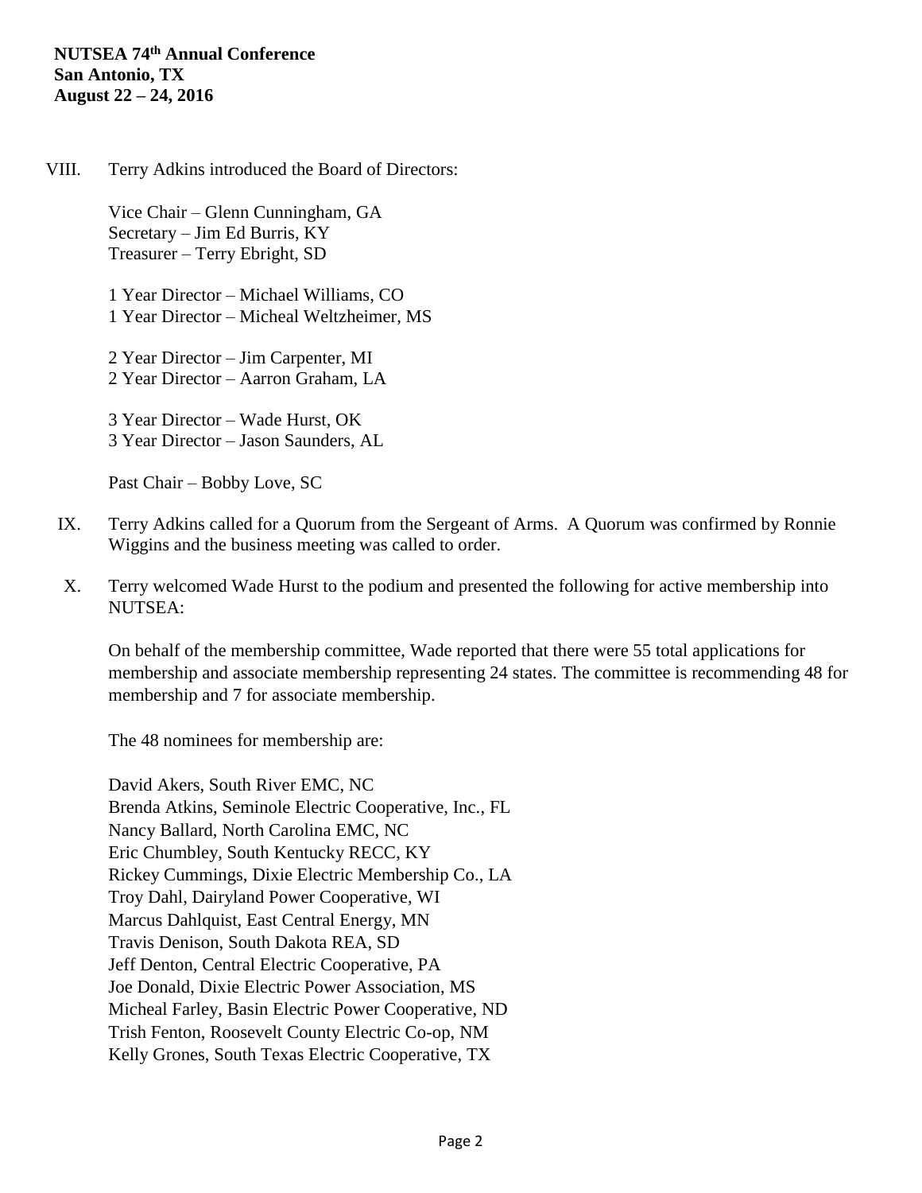VIII. Terry Adkins introduced the Board of Directors:

Vice Chair – Glenn Cunningham, GA
Secretary – Jim Ed Burris, KY
Treasurer – Terry Ebright, SD

1 Year Director – Michael Williams, CO
1 Year Director – Micheal Weltzheimer, MS

2 Year Director – Jim Carpenter, MI
2 Year Director – Aarron Graham, LA

3 Year Director – Wade Hurst, OK
3 Year Director – Jason Saunders, AL

Past Chair – Bobby Love, SC

IX. Terry Adkins called for a Quorum from the Sergeant of Arms. A Quorum was confirmed by Ronnie Wiggins and the business meeting was called to order.

X. Terry welcomed Wade Hurst to the podium and presented the following for active membership into NUTSEA:

On behalf of the membership committee, Wade reported that there were 55 total applications for membership and associate membership representing 24 states. The committee is recommending 48 for membership and 7 for associate membership.

The 48 nominees for membership are:

David Akers, South River EMC, NC
Brenda Atkins, Seminole Electric Cooperative, Inc., FL
Nancy Ballard, North Carolina EMC, NC
Eric Chumbley, South Kentucky RECC, KY
Rickey Cummings, Dixie Electric Membership Co., LA
Troy Dahl, Dairyland Power Cooperative, WI
Marcus Dahlquist, East Central Energy, MN
Travis Denison, South Dakota REA, SD
Jeff Denton, Central Electric Cooperative, PA
Joe Donald, Dixie Electric Power Association, MS
Micheal Farley, Basin Electric Power Cooperative, ND
Trish Fenton, Roosevelt County Electric Co-op, NM
Kelly Grones, South Texas Electric Cooperative, TX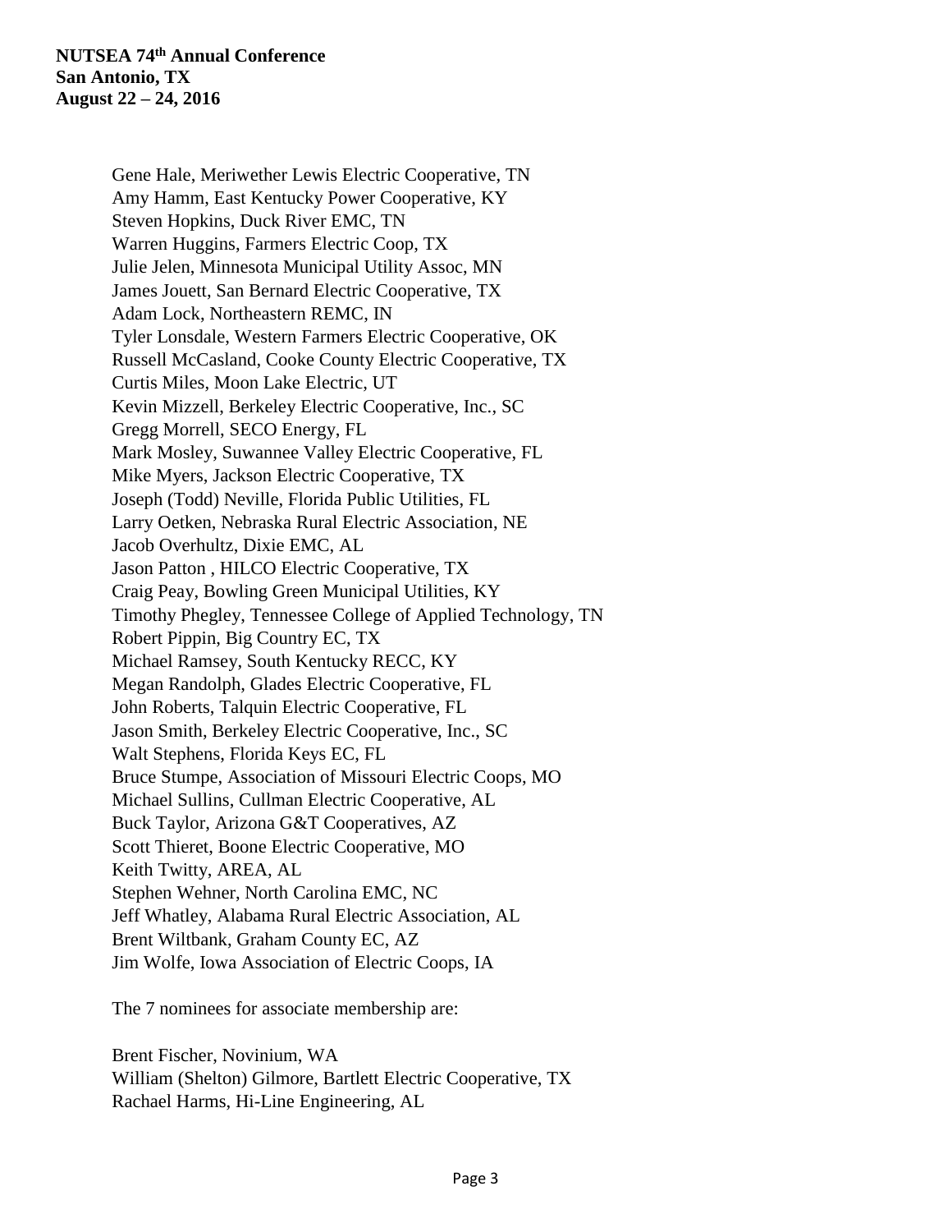Gene Hale, Meriwether Lewis Electric Cooperative, TN
Amy Hamm, East Kentucky Power Cooperative, KY
Steven Hopkins, Duck River EMC, TN
Warren Huggins, Farmers Electric Coop, TX
Julie Jelen, Minnesota Municipal Utility Assoc, MN
James Jouett, San Bernard Electric Cooperative, TX
Adam Lock, Northeastern REMC, IN
Tyler Lonsdale, Western Farmers Electric Cooperative, OK
Russell McCasland, Cooke County Electric Cooperative, TX
Curtis Miles, Moon Lake Electric, UT
Kevin Mizzell, Berkeley Electric Cooperative, Inc., SC
Gregg Morrell, SECO Energy, FL
Mark Mosley, Suwannee Valley Electric Cooperative, FL
Mike Myers, Jackson Electric Cooperative, TX
Joseph (Todd) Neville, Florida Public Utilities, FL
Larry Oetken, Nebraska Rural Electric Association, NE
Jacob Overhultz, Dixie EMC, AL
Jason Patton , HILCO Electric Cooperative, TX
Craig Peay, Bowling Green Municipal Utilities, KY
Timothy Phegley, Tennessee College of Applied Technology, TN
Robert Pippin, Big Country EC, TX
Michael Ramsey, South Kentucky RECC, KY
Megan Randolph, Glades Electric Cooperative, FL
John Roberts, Talquin Electric Cooperative, FL
Jason Smith, Berkeley Electric Cooperative, Inc., SC
Walt Stephens, Florida Keys EC, FL
Bruce Stumpe, Association of Missouri Electric Coops, MO
Michael Sullins, Cullman Electric Cooperative, AL
Buck Taylor, Arizona G&T Cooperatives, AZ
Scott Thieret, Boone Electric Cooperative, MO
Keith Twitty, AREA, AL
Stephen Wehner, North Carolina EMC, NC
Jeff Whatley, Alabama Rural Electric Association, AL
Brent Wiltbank, Graham County EC, AZ
Jim Wolfe, Iowa Association of Electric Coops, IA

The 7 nominees for associate membership are:

Brent Fischer, Novinium, WA
William (Shelton) Gilmore, Bartlett Electric Cooperative, TX
Rachael Harms, Hi-Line Engineering, AL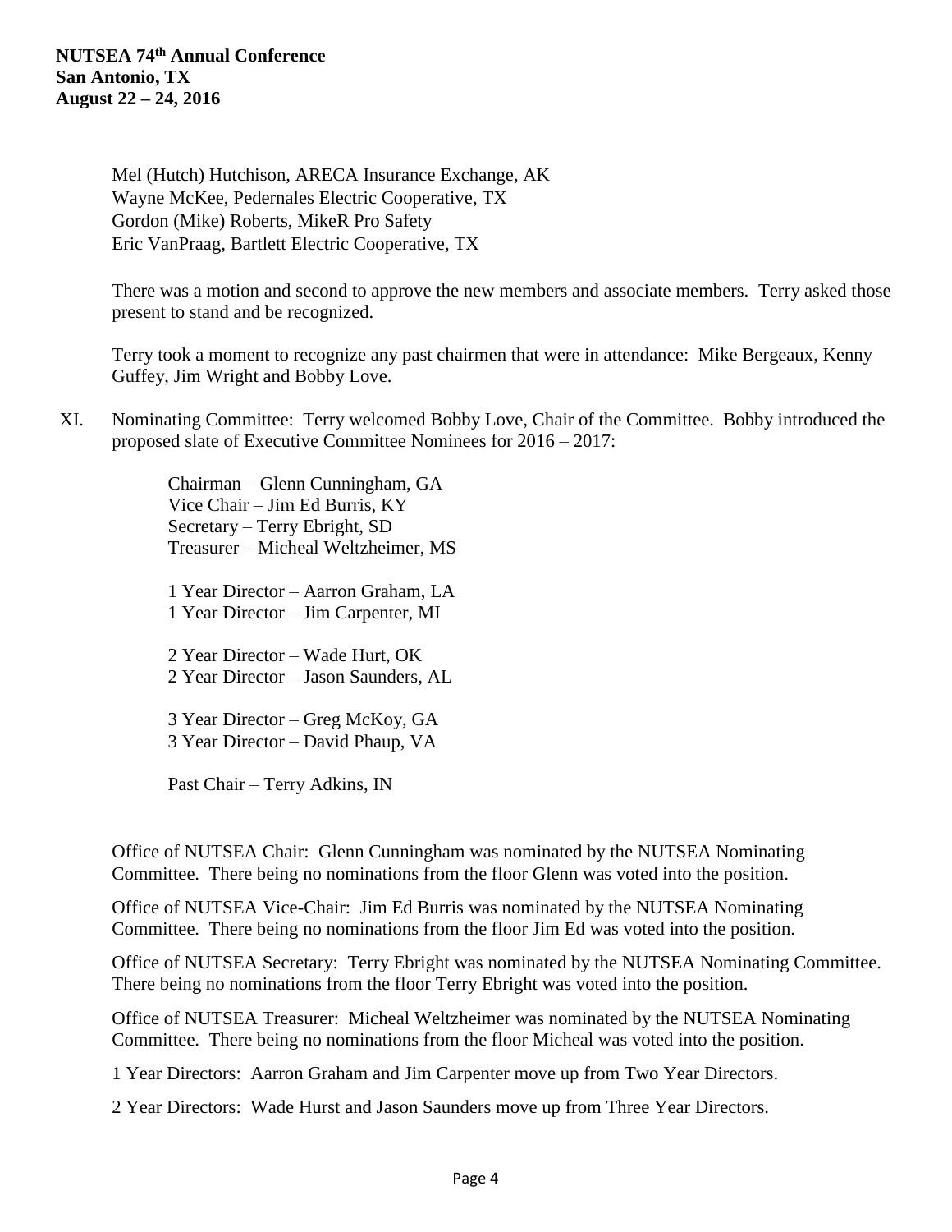Mel (Hutch) Hutchison, ARECA Insurance Exchange, AK
Wayne McKee, Pedernales Electric Cooperative, TX
Gordon (Mike) Roberts, MikeR Pro Safety
Eric VanPraag, Bartlett Electric Cooperative, TX

There was a motion and second to approve the new members and associate members. Terry asked those present to stand and be recognized.

Terry took a moment to recognize any past chairmen that were in attendance: Mike Bergeaux, Kenny Guffey, Jim Wright and Bobby Love.

XI. Nominating Committee: Terry welcomed Bobby Love, Chair of the Committee. Bobby introduced the proposed slate of Executive Committee Nominees for 2016 – 2017:

Chairman – Glenn Cunningham, GA
Vice Chair – Jim Ed Burris, KY
Secretary – Terry Ebright, SD
Treasurer – Micheal Weltzheimer, MS

1 Year Director – Aarron Graham, LA
1 Year Director – Jim Carpenter, MI

2 Year Director – Wade Hurt, OK
2 Year Director – Jason Saunders, AL

3 Year Director – Greg McKoy, GA
3 Year Director – David Phaup, VA

Past Chair – Terry Adkins, IN

Office of NUTSEA Chair: Glenn Cunningham was nominated by the NUTSEA Nominating Committee. There being no nominations from the floor Glenn was voted into the position.

Office of NUTSEA Vice-Chair: Jim Ed Burris was nominated by the NUTSEA Nominating Committee. There being no nominations from the floor Jim Ed was voted into the position.

Office of NUTSEA Secretary: Terry Ebright was nominated by the NUTSEA Nominating Committee. There being no nominations from the floor Terry Ebright was voted into the position.

Office of NUTSEA Treasurer: Micheal Weltzheimer was nominated by the NUTSEA Nominating Committee. There being no nominations from the floor Micheal was voted into the position.

1 Year Directors: Aarron Graham and Jim Carpenter move up from Two Year Directors.

2 Year Directors: Wade Hurst and Jason Saunders move up from Three Year Directors.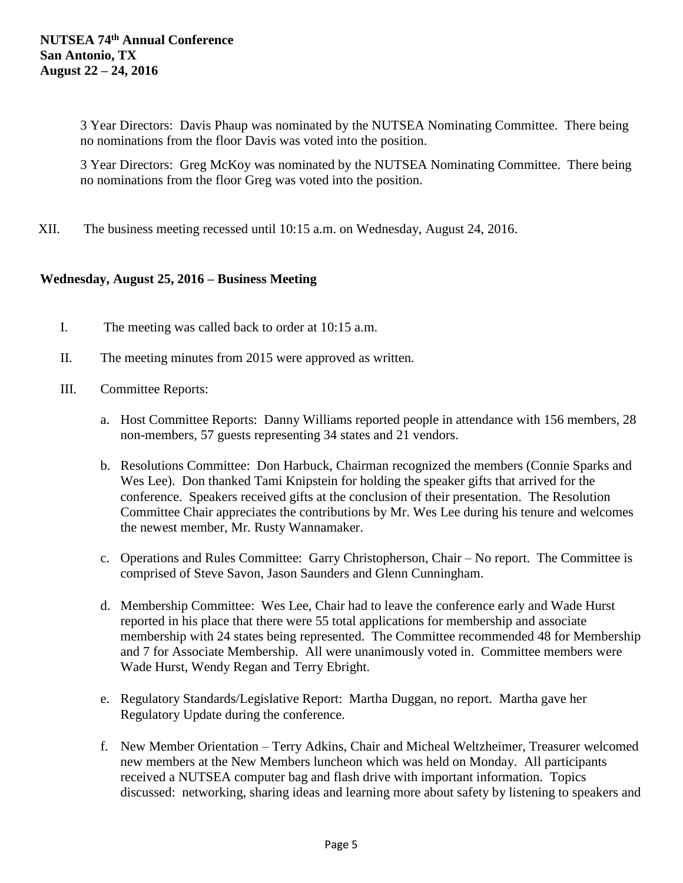3 Year Directors: Davis Phaup was nominated by the NUTSEA Nominating Committee. There being no nominations from the floor Davis was voted into the position.

3 Year Directors: Greg McKoy was nominated by the NUTSEA Nominating Committee. There being no nominations from the floor Greg was voted into the position.

XII. The business meeting recessed until 10:15 a.m. on Wednesday, August 24, 2016.

**Wednesday, August 25, 2016 – Business Meeting**

I. The meeting was called back to order at 10:15 a.m.

II. The meeting minutes from 2015 were approved as written.

III. Committee Reports:

a. Host Committee Reports: Danny Williams reported people in attendance with 156 members, 28 non-members, 57 guests representing 34 states and 21 vendors.

b. Resolutions Committee: Don Harbuck, Chairman recognized the members (Connie Sparks and Wes Lee). Don thanked Tami Knipstein for holding the speaker gifts that arrived for the conference. Speakers received gifts at the conclusion of their presentation. The Resolution Committee Chair appreciates the contributions by Mr. Wes Lee during his tenure and welcomes the newest member, Mr. Rusty Wannamaker.

c. Operations and Rules Committee: Garry Christopherson, Chair – No report. The Committee is comprised of Steve Savon, Jason Saunders and Glenn Cunningham.

d. Membership Committee: Wes Lee, Chair had to leave the conference early and Wade Hurst reported in his place that there were 55 total applications for membership and associate membership with 24 states being represented. The Committee recommended 48 for Membership and 7 for Associate Membership. All were unanimously voted in. Committee members were Wade Hurst, Wendy Regan and Terry Ebright.

e. Regulatory Standards/Legislative Report: Martha Duggan, no report. Martha gave her Regulatory Update during the conference.

f. New Member Orientation – Terry Adkins, Chair and Micheal Weltzheimer, Treasurer welcomed new members at the New Members luncheon which was held on Monday. All participants received a NUTSEA computer bag and flash drive with important information. Topics discussed: networking, sharing ideas and learning more about safety by listening to speakers and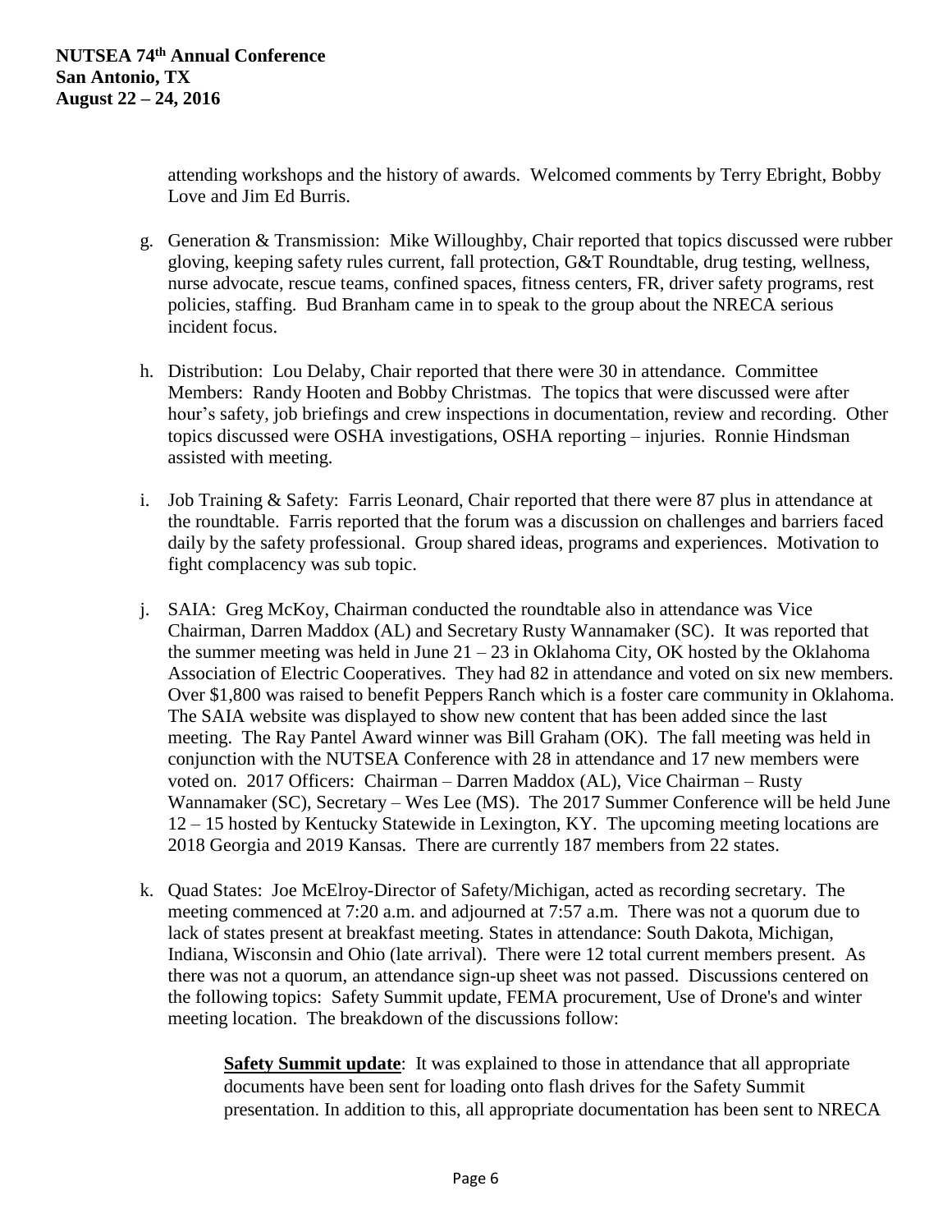attending workshops and the history of awards. Welcomed comments by Terry Ebright, Bobby Love and Jim Ed Burris.

g. Generation & Transmission: Mike Willoughby, Chair reported that topics discussed were rubber gloving, keeping safety rules current, fall protection, G&T Roundtable, drug testing, wellness, nurse advocate, rescue teams, confined spaces, fitness centers, FR, driver safety programs, rest policies, staffing. Bud Branham came in to speak to the group about the NRECA serious incident focus.

h. Distribution: Lou Delaby, Chair reported that there were 30 in attendance. Committee Members: Randy Hooten and Bobby Christmas. The topics that were discussed were after hour's safety, job briefings and crew inspections in documentation, review and recording. Other topics discussed were OSHA investigations, OSHA reporting – injuries. Ronnie Hindsman assisted with meeting.

i. Job Training & Safety: Farris Leonard, Chair reported that there were 87 plus in attendance at the roundtable. Farris reported that the forum was a discussion on challenges and barriers faced daily by the safety professional. Group shared ideas, programs and experiences. Motivation to fight complacency was sub topic.

j. SAIA: Greg McKoy, Chairman conducted the roundtable also in attendance was Vice Chairman, Darren Maddox (AL) and Secretary Rusty Wannamaker (SC). It was reported that the summer meeting was held in June 21 – 23 in Oklahoma City, OK hosted by the Oklahoma Association of Electric Cooperatives. They had 82 in attendance and voted on six new members. Over $1,800 was raised to benefit Peppers Ranch which is a foster care community in Oklahoma. The SAIA website was displayed to show new content that has been added since the last meeting. The Ray Pantel Award winner was Bill Graham (OK). The fall meeting was held in conjunction with the NUTSEA Conference with 28 in attendance and 17 new members were voted on. 2017 Officers: Chairman – Darren Maddox (AL), Vice Chairman – Rusty Wannamaker (SC), Secretary – Wes Lee (MS). The 2017 Summer Conference will be held June 12 – 15 hosted by Kentucky Statewide in Lexington, KY. The upcoming meeting locations are 2018 Georgia and 2019 Kansas. There are currently 187 members from 22 states.

k. Quad States: Joe McElroy-Director of Safety/Michigan, acted as recording secretary. The meeting commenced at 7:20 a.m. and adjourned at 7:57 a.m. There was not a quorum due to lack of states present at breakfast meeting. States in attendance: South Dakota, Michigan, Indiana, Wisconsin and Ohio (late arrival). There were 12 total current members present. As there was not a quorum, an attendance sign-up sheet was not passed. Discussions centered on the following topics: Safety Summit update, FEMA procurement, Use of Drone's and winter meeting location. The breakdown of the discussions follow:

   **<u>Safety Summit update</u>**: It was explained to those in attendance that all appropriate documents have been sent for loading onto flash drives for the Safety Summit presentation. In addition to this, all appropriate documentation has been sent to NRECA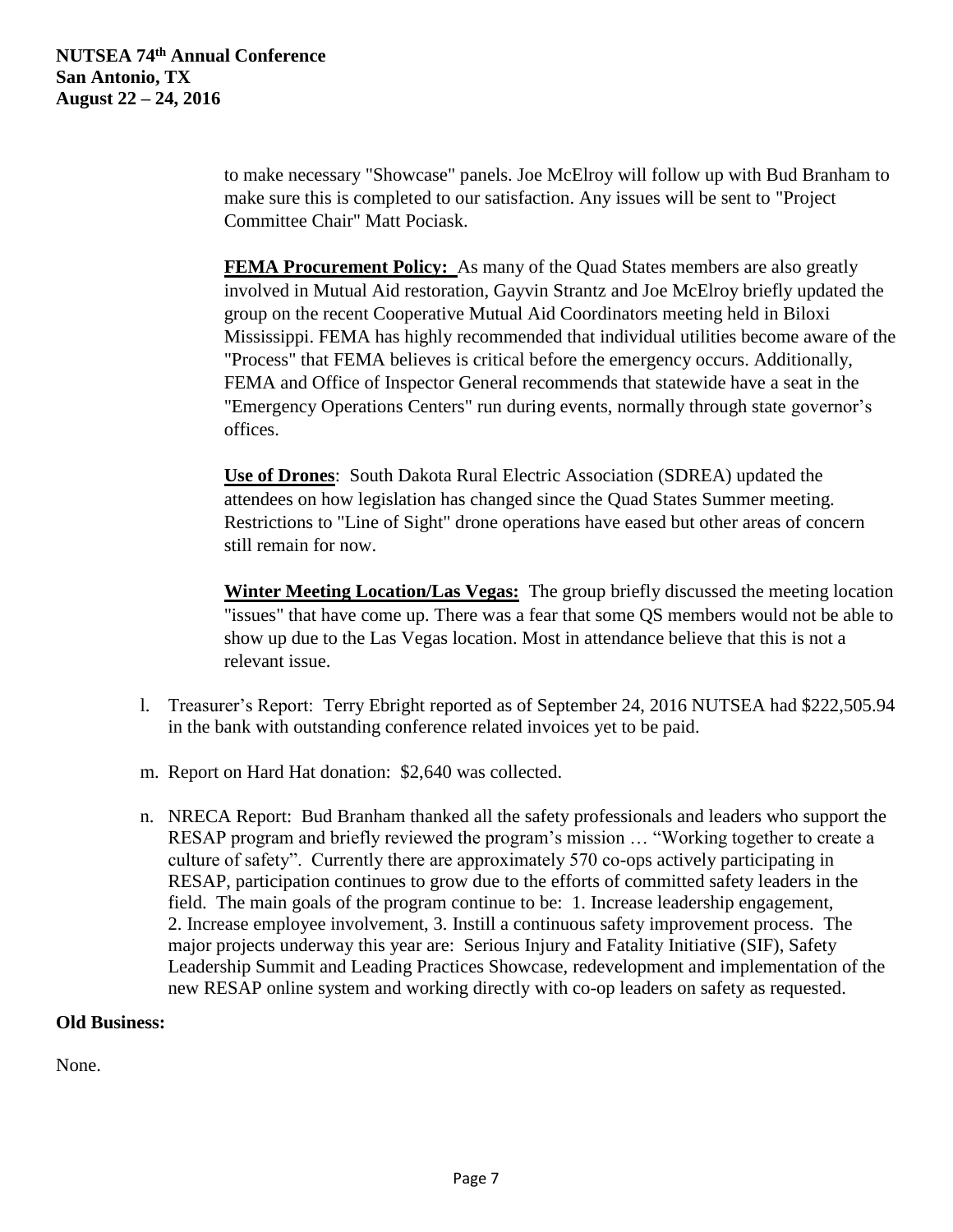to make necessary "Showcase" panels. Joe McElroy will follow up with Bud Branham to make sure this is completed to our satisfaction. Any issues will be sent to "Project Committee Chair" Matt Pociask.

**FEMA Procurement Policy:** As many of the Quad States members are also greatly involved in Mutual Aid restoration, Gayvin Strantz and Joe McElroy briefly updated the group on the recent Cooperative Mutual Aid Coordinators meeting held in Biloxi Mississippi. FEMA has highly recommended that individual utilities become aware of the "Process" that FEMA believes is critical before the emergency occurs. Additionally, FEMA and Office of Inspector General recommends that statewide have a seat in the "Emergency Operations Centers" run during events, normally through state governor's offices.

**Use of Drones**: South Dakota Rural Electric Association (SDREA) updated the attendees on how legislation has changed since the Quad States Summer meeting. Restrictions to "Line of Sight" drone operations have eased but other areas of concern still remain for now.

**Winter Meeting Location/Las Vegas:** The group briefly discussed the meeting location "issues" that have come up. There was a fear that some QS members would not be able to show up due to the Las Vegas location. Most in attendance believe that this is not a relevant issue.

l. Treasurer's Report: Terry Ebright reported as of September 24, 2016 NUTSEA had $222,505.94 in the bank with outstanding conference related invoices yet to be paid.

m. Report on Hard Hat donation: $2,640 was collected.

n. NRECA Report: Bud Branham thanked all the safety professionals and leaders who support the RESAP program and briefly reviewed the program's mission … "Working together to create a culture of safety". Currently there are approximately 570 co-ops actively participating in RESAP, participation continues to grow due to the efforts of committed safety leaders in the field. The main goals of the program continue to be: 1. Increase leadership engagement, 2. Increase employee involvement, 3. Instill a continuous safety improvement process. The major projects underway this year are: Serious Injury and Fatality Initiative (SIF), Safety Leadership Summit and Leading Practices Showcase, redevelopment and implementation of the new RESAP online system and working directly with co-op leaders on safety as requested.

**Old Business:**

None.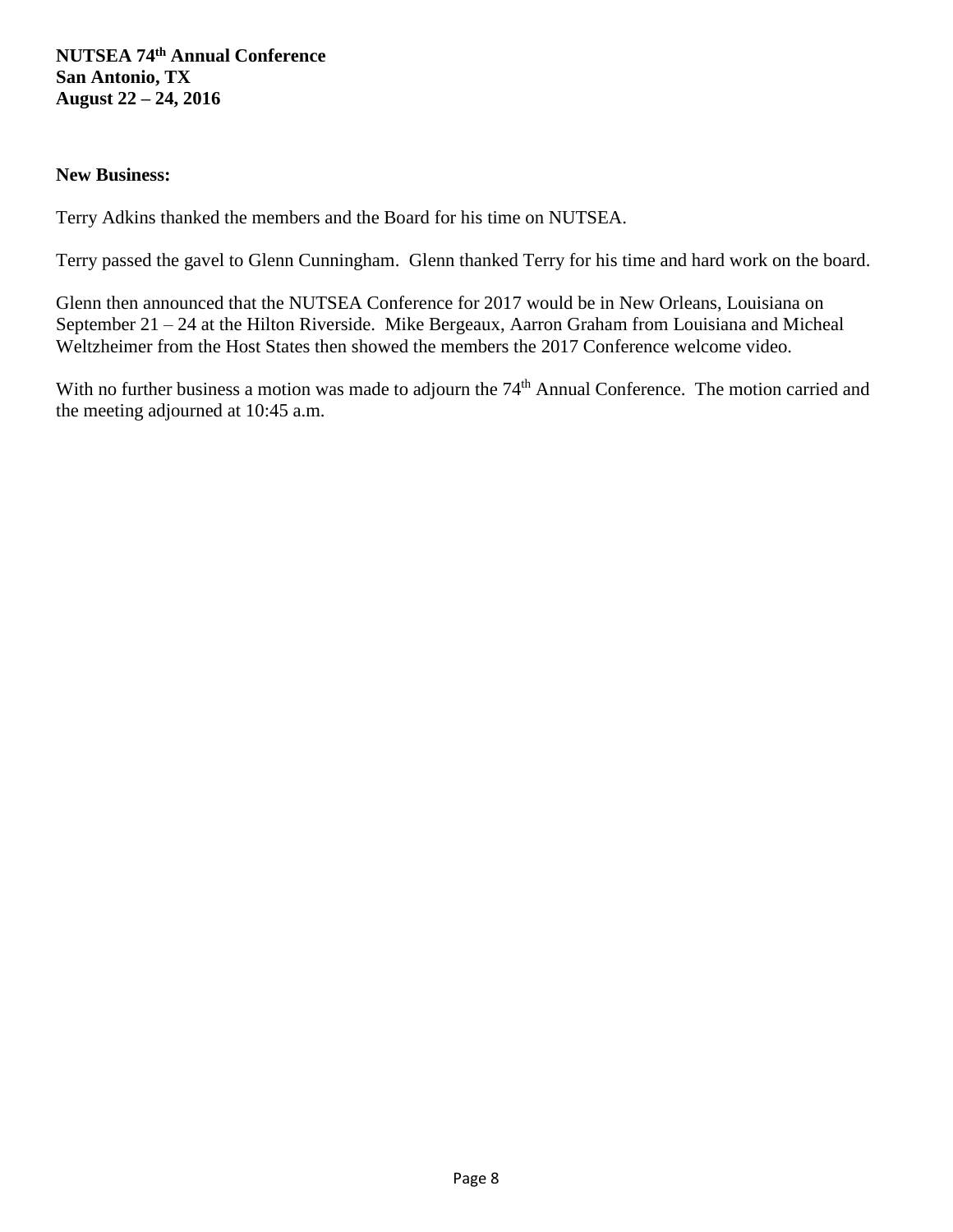**New Business:**

Terry Adkins thanked the members and the Board for his time on NUTSEA.

Terry passed the gavel to Glenn Cunningham. Glenn thanked Terry for his time and hard work on the board.

Glenn then announced that the NUTSEA Conference for 2017 would be in New Orleans, Louisiana on September 21 – 24 at the Hilton Riverside. Mike Bergeaux, Aarron Graham from Louisiana and Micheal Weltzheimer from the Host States then showed the members the 2017 Conference welcome video.

With no further business a motion was made to adjourn the 74th Annual Conference. The motion carried and the meeting adjourned at 10:45 a.m.